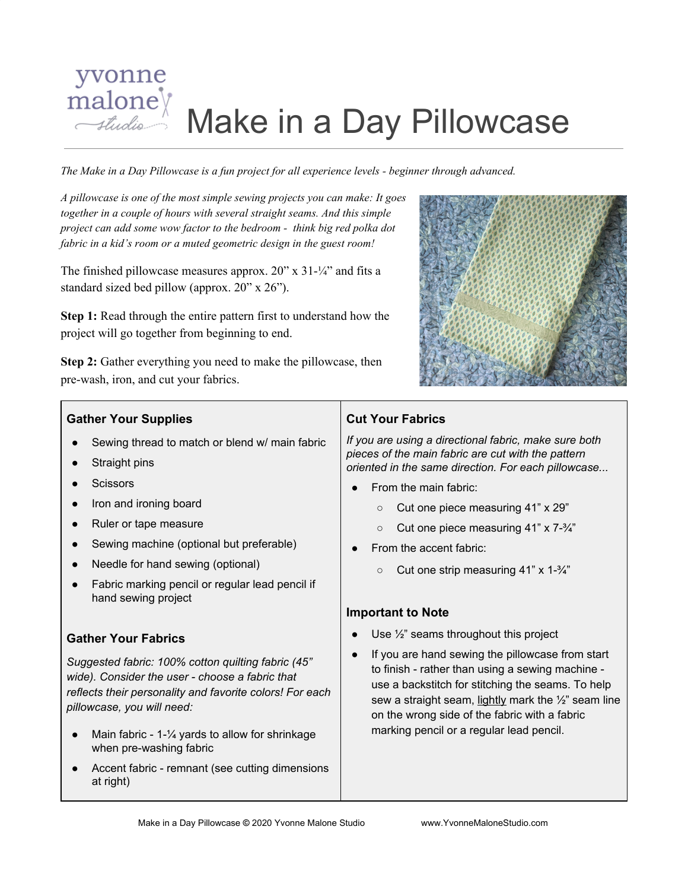# Make in a Day Pillowcase

*The Make in a Day Pillowcase is a fun project for all experience levels - beginner through advanced.*

*A pillowcase is one of the most simple sewing projects you can make: It goes together in a couple of hours with several straight seams. And this simple project can add some wow factor to the bedroom - think big red polka dot fabric in a kid's room or a muted geometric design in the guest room!*

The finished pillowcase measures approx. 20" x 31-¼" and fits a standard sized bed pillow (approx. 20" x 26").

**Step 1:** Read through the entire pattern first to understand how the project will go together from beginning to end.

**Step 2:** Gather everything you need to make the pillowcase, then pre-wash, iron, and cut your fabrics.

### Gather Your Supplies

- Sewing thread to match or blend w/ main fabric
- Straight pins
- Scissors
- Iron and ironing board
- Ruler or tape measure
- Sewing machine (optional but preferable)
- Needle for hand sewing (optional)
- Fabric marking pencil or regular lead pencil if hand sewing project

### Gather Your Fabrics

*Suggested fabric: 100% cotton quilting fabric (45" wide). Consider the user - choose a fabric that reflects their personality and favorite colors! For each pillowcase, you will need:*

- Main fabric - 1-¼ yards to allow for shrinkage when pre-washing fabric
- Accent fabric - remnant (see cutting dimensions at right)

### Cut Your Fabrics

*If you are using a directional fabric, make sure both pieces of the main fabric are cut with the pattern oriented in the same direction. For each pillowcase...*

- From the main fabric:
  - Cut one piece measuring 41" x 29"
  - Cut one piece measuring 41" x 7-¾"
- From the accent fabric:
  - Cut one strip measuring 41" x 1-¾"

### Important to Note

- Use ½" seams throughout this project
- If you are hand sewing the pillowcase from start to finish - rather than using a sewing machine - use a backstitch for stitching the seams. To help sew a straight seam, lightly mark the ½" seam line on the wrong side of the fabric with a fabric marking pencil or a regular lead pencil.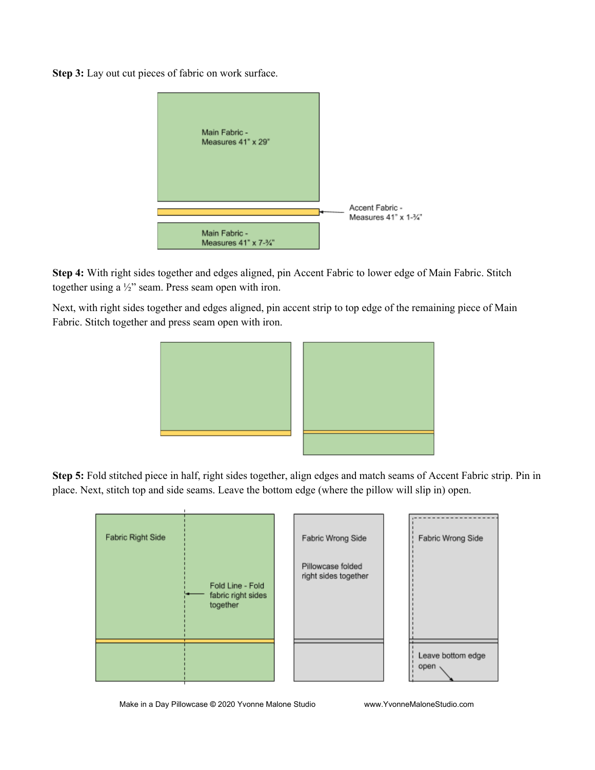**Step 3:** Lay out cut pieces of fabric on work surface.

Main Fabric - Measures 41" x 29"

Accent Fabric - Measures 41" x 1-¾"

Main Fabric - Measures 41" x 7-¾"

**Step 4:** With right sides together and edges aligned, pin Accent Fabric to lower edge of Main Fabric. Stitch together using a ½" seam. Press seam open with iron.

Next, with right sides together and edges aligned, pin accent strip to top edge of the remaining piece of Main Fabric. Stitch together and press seam open with iron.

**Step 5:** Fold stitched piece in half, right sides together, align edges and match seams of Accent Fabric strip. Pin in place. Next, stitch top and side seams. Leave the bottom edge (where the pillow will slip in) open.

Fabric Right Side

Fold Line - Fold fabric right sides together

Fabric Wrong Side

Pillowcase folded right sides together

Fabric Wrong Side

Leave bottom edge open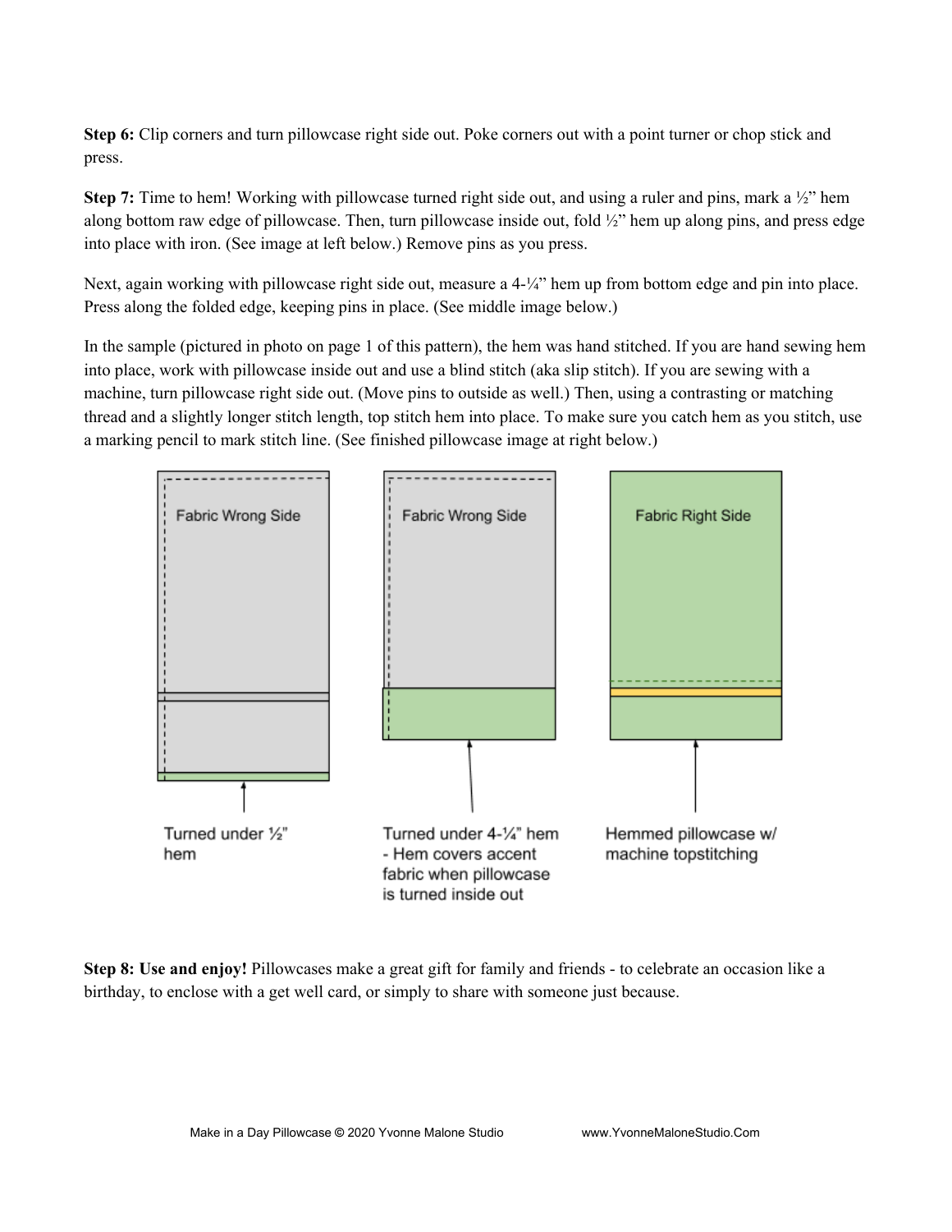**Step 6:** Clip corners and turn pillowcase right side out. Poke corners out with a point turner or chop stick and press.

**Step 7:** Time to hem! Working with pillowcase turned right side out, and using a ruler and pins, mark a ½" hem along bottom raw edge of pillowcase. Then, turn pillowcase inside out, fold ½" hem up along pins, and press edge into place with iron. (See image at left below.) Remove pins as you press.

Next, again working with pillowcase right side out, measure a 4-¼" hem up from bottom edge and pin into place. Press along the folded edge, keeping pins in place. (See middle image below.)

In the sample (pictured in photo on page 1 of this pattern), the hem was hand stitched. If you are hand sewing hem into place, work with pillowcase inside out and use a blind stitch (aka slip stitch). If you are sewing with a machine, turn pillowcase right side out. (Move pins to outside as well.) Then, using a contrasting or matching thread and a slightly longer stitch length, top stitch hem into place. To make sure you catch hem as you stitch, use a marking pencil to mark stitch line. (See finished pillowcase image at right below.)

Fabric Wrong Side

Turned under ½" hem

Fabric Wrong Side

Turned under 4-¼" hem - Hem covers accent fabric when pillowcase is turned inside out

Fabric Right Side

Hemmed pillowcase w/ machine topstitching

**Step 8: Use and enjoy!** Pillowcases make a great gift for family and friends - to celebrate an occasion like a birthday, to enclose with a get well card, or simply to share with someone just because.